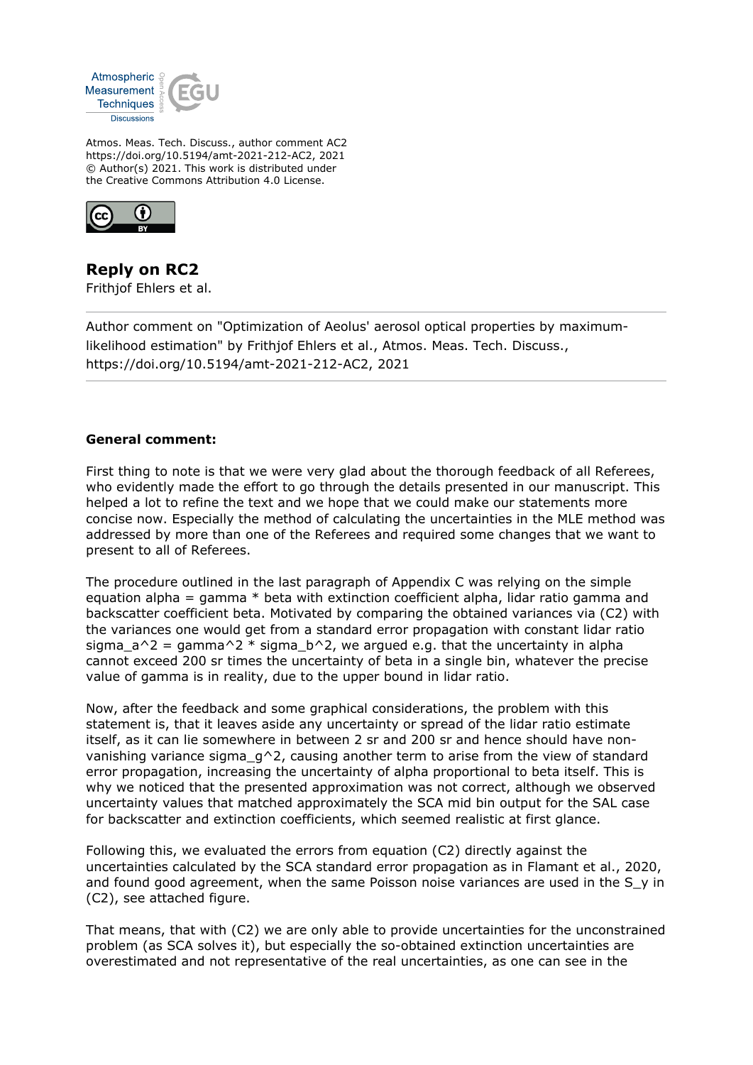Atmos. Meas. Tech. Discuss., author comment AC2
https://doi.org/10.5194/amt-2021-212-AC2, 2021
© Author(s) 2021. This work is distributed under
the Creative Commons Attribution 4.0 License.

# Reply on RC2

Frithjof Ehlers et al.

Author comment on "Optimization of Aeolus' aerosol optical properties by maximum-likelihood estimation" by Frithjof Ehlers et al., Atmos. Meas. Tech. Discuss., https://doi.org/10.5194/amt-2021-212-AC2, 2021

---

**General comment:**

First thing to note is that we were very glad about the thorough feedback of all Referees, who evidently made the effort to go through the details presented in our manuscript. This helped a lot to refine the text and we hope that we could make our statements more concise now. Especially the method of calculating the uncertainties in the MLE method was addressed by more than one of the Referees and required some changes that we want to present to all of Referees.

The procedure outlined in the last paragraph of Appendix C was relying on the simple equation alpha = gamma * beta with extinction coefficient alpha, lidar ratio gamma and backscatter coefficient beta. Motivated by comparing the obtained variances via (C2) with the variances one would get from a standard error propagation with constant lidar ratio sigma_a^2 = gamma^2 * sigma_b^2, we argued e.g. that the uncertainty in alpha cannot exceed 200 sr times the uncertainty of beta in a single bin, whatever the precise value of gamma is in reality, due to the upper bound in lidar ratio.

Now, after the feedback and some graphical considerations, the problem with this statement is, that it leaves aside any uncertainty or spread of the lidar ratio estimate itself, as it can lie somewhere in between 2 sr and 200 sr and hence should have non-vanishing variance sigma_g^2, causing another term to arise from the view of standard error propagation, increasing the uncertainty of alpha proportional to beta itself. This is why we noticed that the presented approximation was not correct, although we observed uncertainty values that matched approximately the SCA mid bin output for the SAL case for backscatter and extinction coefficients, which seemed realistic at first glance.

Following this, we evaluated the errors from equation (C2) directly against the uncertainties calculated by the SCA standard error propagation as in Flamant et al., 2020, and found good agreement, when the same Poisson noise variances are used in the S_y in (C2), see attached figure.

That means, that with (C2) we are only able to provide uncertainties for the unconstrained problem (as SCA solves it), but especially the so-obtained extinction uncertainties are overestimated and not representative of the real uncertainties, as one can see in the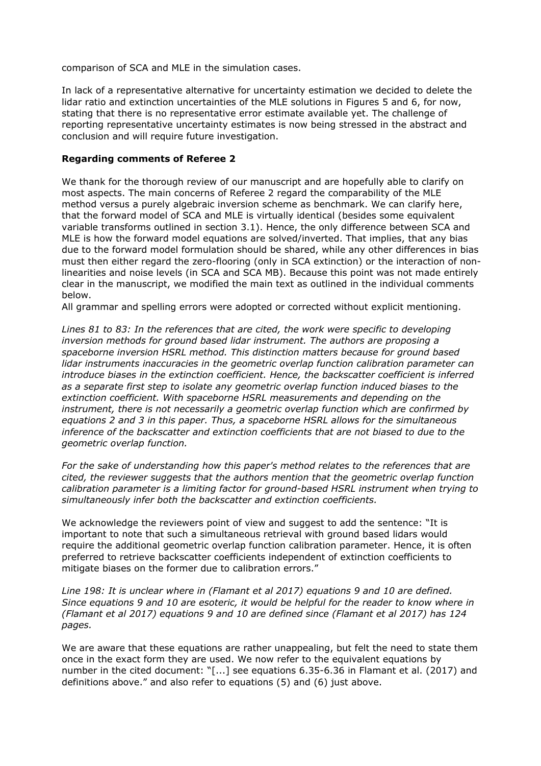comparison of SCA and MLE in the simulation cases.

In lack of a representative alternative for uncertainty estimation we decided to delete the lidar ratio and extinction uncertainties of the MLE solutions in Figures 5 and 6, for now, stating that there is no representative error estimate available yet. The challenge of reporting representative uncertainty estimates is now being stressed in the abstract and conclusion and will require future investigation.

**Regarding comments of Referee 2**

We thank for the thorough review of our manuscript and are hopefully able to clarify on most aspects. The main concerns of Referee 2 regard the comparability of the MLE method versus a purely algebraic inversion scheme as benchmark. We can clarify here, that the forward model of SCA and MLE is virtually identical (besides some equivalent variable transforms outlined in section 3.1). Hence, the only difference between SCA and MLE is how the forward model equations are solved/inverted. That implies, that any bias due to the forward model formulation should be shared, while any other differences in bias must then either regard the zero-flooring (only in SCA extinction) or the interaction of non-linearities and noise levels (in SCA and SCA MB). Because this point was not made entirely clear in the manuscript, we modified the main text as outlined in the individual comments below.
All grammar and spelling errors were adopted or corrected without explicit mentioning.

*Lines 81 to 83: In the references that are cited, the work were specific to developing inversion methods for ground based lidar instrument. The authors are proposing a spaceborne inversion HSRL method. This distinction matters because for ground based lidar instruments inaccuracies in the geometric overlap function calibration parameter can introduce biases in the extinction coefficient. Hence, the backscatter coefficient is inferred as a separate first step to isolate any geometric overlap function induced biases to the extinction coefficient. With spaceborne HSRL measurements and depending on the instrument, there is not necessarily a geometric overlap function which are confirmed by equations 2 and 3 in this paper. Thus, a spaceborne HSRL allows for the simultaneous inference of the backscatter and extinction coefficients that are not biased to due to the geometric overlap function.*

*For the sake of understanding how this paper's method relates to the references that are cited, the reviewer suggests that the authors mention that the geometric overlap function calibration parameter is a limiting factor for ground-based HSRL instrument when trying to simultaneously infer both the backscatter and extinction coefficients.*

We acknowledge the reviewers point of view and suggest to add the sentence: "It is important to note that such a simultaneous retrieval with ground based lidars would require the additional geometric overlap function calibration parameter. Hence, it is often preferred to retrieve backscatter coefficients independent of extinction coefficients to mitigate biases on the former due to calibration errors."

*Line 198: It is unclear where in (Flamant et al 2017) equations 9 and 10 are defined. Since equations 9 and 10 are esoteric, it would be helpful for the reader to know where in (Flamant et al 2017) equations 9 and 10 are defined since (Flamant et al 2017) has 124 pages.*

We are aware that these equations are rather unappealing, but felt the need to state them once in the exact form they are used. We now refer to the equivalent equations by number in the cited document: "[...] see equations 6.35-6.36 in Flamant et al. (2017) and definitions above." and also refer to equations (5) and (6) just above.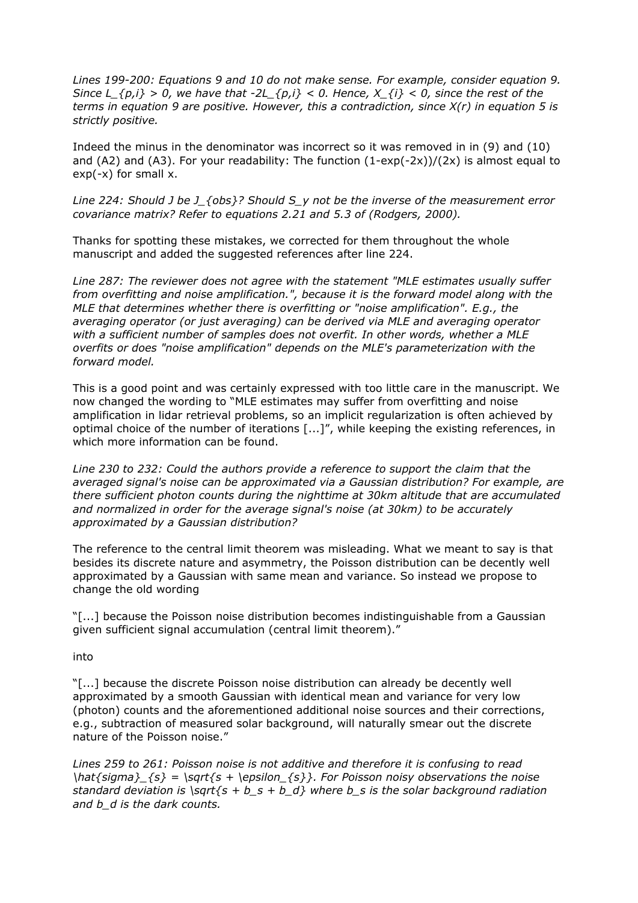*Lines 199-200: Equations 9 and 10 do not make sense. For example, consider equation 9. Since $L_{p,i} > 0$, we have that $-2L_{p,i} < 0$. Hence, $X_{i} < 0$, since the rest of the terms in equation 9 are positive. However, this a contradiction, since $X(r)$ in equation 5 is strictly positive.*

Indeed the minus in the denominator was incorrect so it was removed in in (9) and (10) and (A2) and (A3). For your readability: The function $(1-\exp(-2x))/(2x)$ is almost equal to $\exp(-x)$ for small x.

*Line 224: Should J be $J_{obs}$? Should $S_y$ not be the inverse of the measurement error covariance matrix? Refer to equations 2.21 and 5.3 of (Rodgers, 2000).*

Thanks for spotting these mistakes, we corrected for them throughout the whole manuscript and added the suggested references after line 224.

*Line 287: The reviewer does not agree with the statement "MLE estimates usually suffer from overfitting and noise amplification.", because it is the forward model along with the MLE that determines whether there is overfitting or "noise amplification". E.g., the averaging operator (or just averaging) can be derived via MLE and averaging operator with a sufficient number of samples does not overfit. In other words, whether a MLE overfits or does "noise amplification" depends on the MLE's parameterization with the forward model.*

This is a good point and was certainly expressed with too little care in the manuscript. We now changed the wording to "MLE estimates may suffer from overfitting and noise amplification in lidar retrieval problems, so an implicit regularization is often achieved by optimal choice of the number of iterations [...]", while keeping the existing references, in which more information can be found.

*Line 230 to 232: Could the authors provide a reference to support the claim that the averaged signal's noise can be approximated via a Gaussian distribution? For example, are there sufficient photon counts during the nighttime at 30km altitude that are accumulated and normalized in order for the average signal's noise (at 30km) to be accurately approximated by a Gaussian distribution?*

The reference to the central limit theorem was misleading. What we meant to say is that besides its discrete nature and asymmetry, the Poisson distribution can be decently well approximated by a Gaussian with same mean and variance. So instead we propose to change the old wording

"[...] because the Poisson noise distribution becomes indistinguishable from a Gaussian given sufficient signal accumulation (central limit theorem)."

into

"[...] because the discrete Poisson noise distribution can already be decently well approximated by a smooth Gaussian with identical mean and variance for very low (photon) counts and the aforementioned additional noise sources and their corrections, e.g., subtraction of measured solar background, will naturally smear out the discrete nature of the Poisson noise."

*Lines 259 to 261: Poisson noise is not additive and therefore it is confusing to read $\hat{\sigma}_{s} = \sqrt{s + \epsilon_{s}}$. For Poisson noisy observations the noise standard deviation is $\sqrt{s + b_s + b_d}$ where $b_s$ is the solar background radiation and $b_d$ is the dark counts.*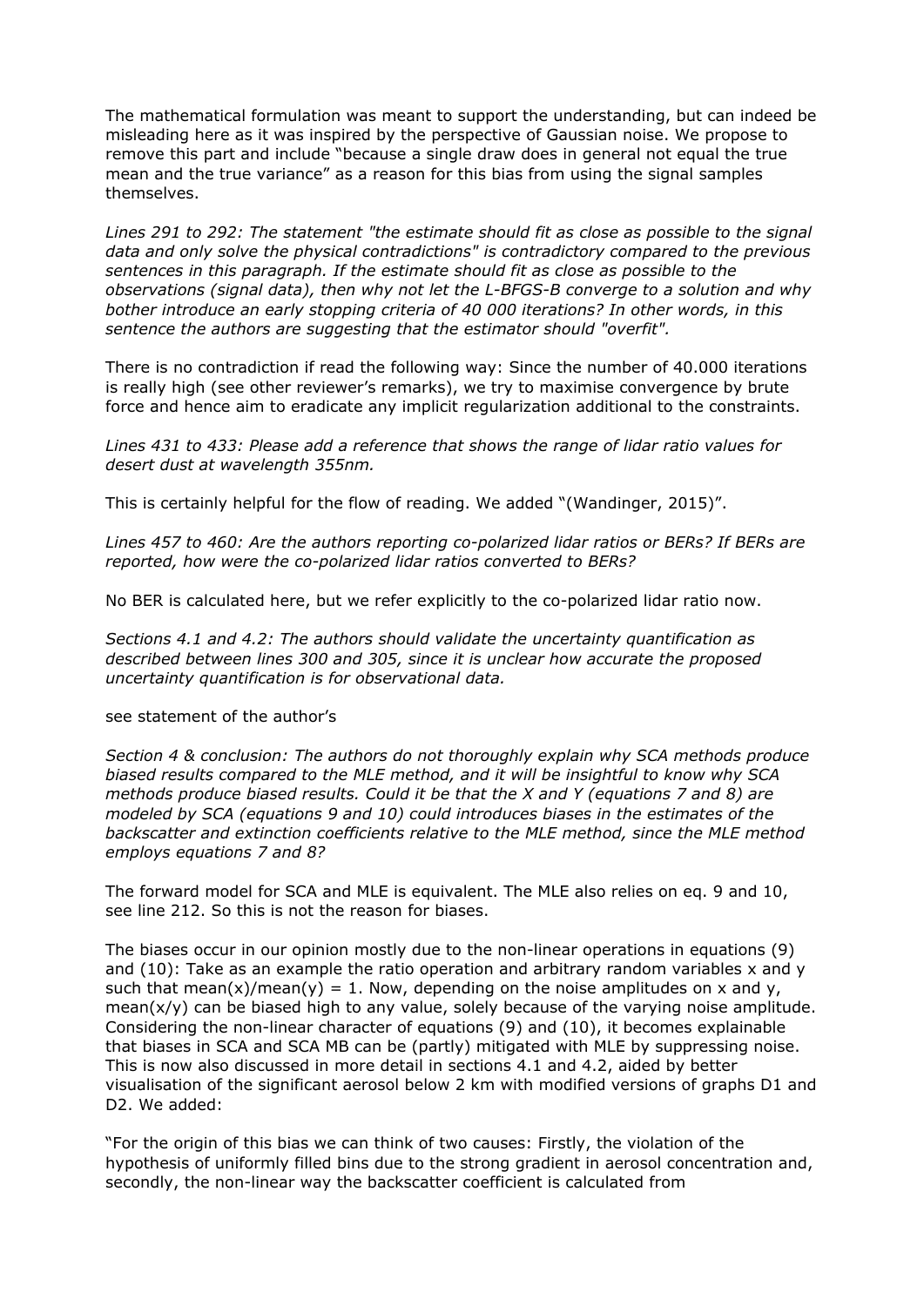The mathematical formulation was meant to support the understanding, but can indeed be misleading here as it was inspired by the perspective of Gaussian noise. We propose to remove this part and include "because a single draw does in general not equal the true mean and the true variance" as a reason for this bias from using the signal samples themselves.

*Lines 291 to 292: The statement "the estimate should fit as close as possible to the signal data and only solve the physical contradictions" is contradictory compared to the previous sentences in this paragraph. If the estimate should fit as close as possible to the observations (signal data), then why not let the L-BFGS-B converge to a solution and why bother introduce an early stopping criteria of 40 000 iterations? In other words, in this sentence the authors are suggesting that the estimator should "overfit".*

There is no contradiction if read the following way: Since the number of 40.000 iterations is really high (see other reviewer's remarks), we try to maximise convergence by brute force and hence aim to eradicate any implicit regularization additional to the constraints.

*Lines 431 to 433: Please add a reference that shows the range of lidar ratio values for desert dust at wavelength 355nm.*

This is certainly helpful for the flow of reading. We added "(Wandinger, 2015)".

*Lines 457 to 460: Are the authors reporting co-polarized lidar ratios or BERs? If BERs are reported, how were the co-polarized lidar ratios converted to BERs?*

No BER is calculated here, but we refer explicitly to the co-polarized lidar ratio now.

*Sections 4.1 and 4.2: The authors should validate the uncertainty quantification as described between lines 300 and 305, since it is unclear how accurate the proposed uncertainty quantification is for observational data.*

see statement of the author's

*Section 4 & conclusion: The authors do not thoroughly explain why SCA methods produce biased results compared to the MLE method, and it will be insightful to know why SCA methods produce biased results. Could it be that the X and Y (equations 7 and 8) are modeled by SCA (equations 9 and 10) could introduces biases in the estimates of the backscatter and extinction coefficients relative to the MLE method, since the MLE method employs equations 7 and 8?*

The forward model for SCA and MLE is equivalent. The MLE also relies on eq. 9 and 10, see line 212. So this is not the reason for biases.

The biases occur in our opinion mostly due to the non-linear operations in equations (9) and (10): Take as an example the ratio operation and arbitrary random variables x and y such that $\mathrm{mean}(x)/\mathrm{mean}(y) = 1$. Now, depending on the noise amplitudes on x and y, $\mathrm{mean}(x/y)$ can be biased high to any value, solely because of the varying noise amplitude. Considering the non-linear character of equations (9) and (10), it becomes explainable that biases in SCA and SCA MB can be (partly) mitigated with MLE by suppressing noise. This is now also discussed in more detail in sections 4.1 and 4.2, aided by better visualisation of the significant aerosol below 2 km with modified versions of graphs D1 and D2. We added:

"For the origin of this bias we can think of two causes: Firstly, the violation of the hypothesis of uniformly filled bins due to the strong gradient in aerosol concentration and, secondly, the non-linear way the backscatter coefficient is calculated from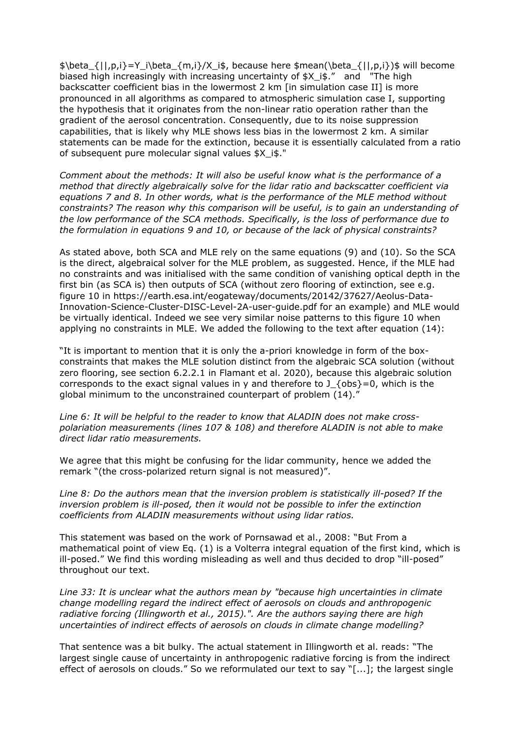$\beta_{||,p,i}=Y_i\beta_{m,i}/X_i$, because here $mean(\beta_{||,p,i})$ will become biased high increasingly with increasing uncertainty of $X_i$." and "The high backscatter coefficient bias in the lowermost 2 km [in simulation case II] is more pronounced in all algorithms as compared to atmospheric simulation case I, supporting the hypothesis that it originates from the non-linear ratio operation rather than the gradient of the aerosol concentration. Consequently, due to its noise suppression capabilities, that is likely why MLE shows less bias in the lowermost 2 km. A similar statements can be made for the extinction, because it is essentially calculated from a ratio of subsequent pure molecular signal values $X_i$."

*Comment about the methods: It will also be useful know what is the performance of a method that directly algebraically solve for the lidar ratio and backscatter coefficient via equations 7 and 8. In other words, what is the performance of the MLE method without constraints? The reason why this comparison will be useful, is to gain an understanding of the low performance of the SCA methods. Specifically, is the loss of performance due to the formulation in equations 9 and 10, or because of the lack of physical constraints?*

As stated above, both SCA and MLE rely on the same equations (9) and (10). So the SCA is the direct, algebraical solver for the MLE problem, as suggested. Hence, if the MLE had no constraints and was initialised with the same condition of vanishing optical depth in the first bin (as SCA is) then outputs of SCA (without zero flooring of extinction, see e.g. figure 10 in https://earth.esa.int/eogateway/documents/20142/37627/Aeolus-Data-Innovation-Science-Cluster-DISC-Level-2A-user-guide.pdf for an example) and MLE would be virtually identical. Indeed we see very similar noise patterns to this figure 10 when applying no constraints in MLE. We added the following to the text after equation (14):

"It is important to mention that it is only the a-priori knowledge in form of the box-constraints that makes the MLE solution distinct from the algebraic SCA solution (without zero flooring, see section 6.2.2.1 in Flamant et al. 2020), because this algebraic solution corresponds to the exact signal values in y and therefore to $J_{obs}=0$, which is the global minimum to the unconstrained counterpart of problem (14)."

*Line 6: It will be helpful to the reader to know that ALADIN does not make cross-polariation measurements (lines 107 & 108) and therefore ALADIN is not able to make direct lidar ratio measurements.*

We agree that this might be confusing for the lidar community, hence we added the remark "(the cross-polarized return signal is not measured)".

*Line 8: Do the authors mean that the inversion problem is statistically ill-posed? If the inversion problem is ill-posed, then it would not be possible to infer the extinction coefficients from ALADIN measurements without using lidar ratios.*

This statement was based on the work of Pornsawad et al., 2008: "But From a mathematical point of view Eq. (1) is a Volterra integral equation of the first kind, which is ill-posed." We find this wording misleading as well and thus decided to drop "ill-posed" throughout our text.

*Line 33: It is unclear what the authors mean by "because high uncertainties in climate change modelling regard the indirect effect of aerosols on clouds and anthropogenic radiative forcing (Illingworth et al., 2015).". Are the authors saying there are high uncertainties of indirect effects of aerosols on clouds in climate change modelling?*

That sentence was a bit bulky. The actual statement in Illingworth et al. reads: "The largest single cause of uncertainty in anthropogenic radiative forcing is from the indirect effect of aerosols on clouds." So we reformulated our text to say "[...]; the largest single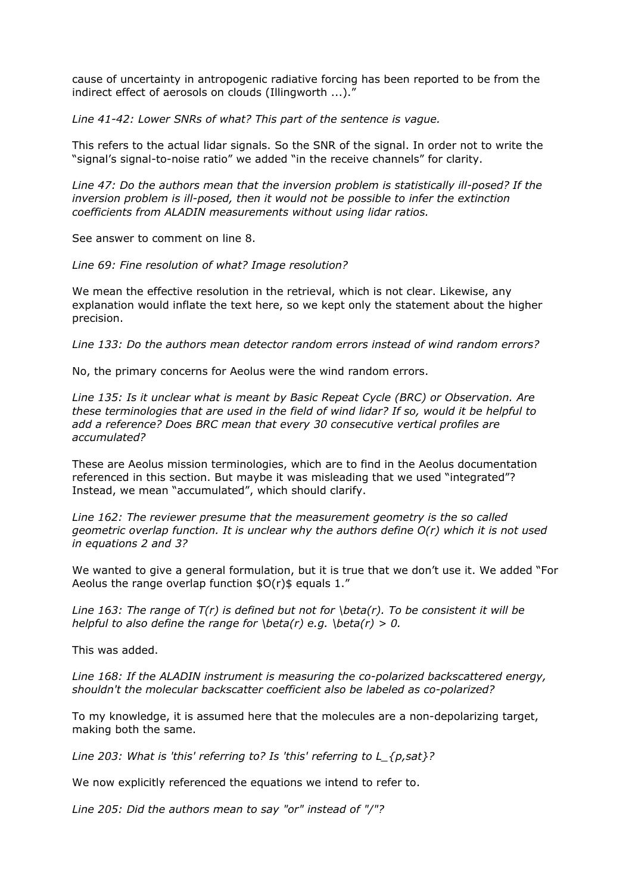cause of uncertainty in antropogenic radiative forcing has been reported to be from the indirect effect of aerosols on clouds (Illingworth ...)."

*Line 41-42: Lower SNRs of what? This part of the sentence is vague.*

This refers to the actual lidar signals. So the SNR of the signal. In order not to write the "signal's signal-to-noise ratio" we added "in the receive channels" for clarity.

*Line 47: Do the authors mean that the inversion problem is statistically ill-posed? If the inversion problem is ill-posed, then it would not be possible to infer the extinction coefficients from ALADIN measurements without using lidar ratios.*

See answer to comment on line 8.

*Line 69: Fine resolution of what? Image resolution?*

We mean the effective resolution in the retrieval, which is not clear. Likewise, any explanation would inflate the text here, so we kept only the statement about the higher precision.

*Line 133: Do the authors mean detector random errors instead of wind random errors?*

No, the primary concerns for Aeolus were the wind random errors.

*Line 135: Is it unclear what is meant by Basic Repeat Cycle (BRC) or Observation. Are these terminologies that are used in the field of wind lidar? If so, would it be helpful to add a reference? Does BRC mean that every 30 consecutive vertical profiles are accumulated?*

These are Aeolus mission terminologies, which are to find in the Aeolus documentation referenced in this section. But maybe it was misleading that we used "integrated"? Instead, we mean "accumulated", which should clarify.

*Line 162: The reviewer presume that the measurement geometry is the so called geometric overlap function. It is unclear why the authors define O(r) which it is not used in equations 2 and 3?*

We wanted to give a general formulation, but it is true that we don't use it. We added "For Aeolus the range overlap function $O(r)$ equals 1."

*Line 163: The range of T(r) is defined but not for \beta(r). To be consistent it will be helpful to also define the range for \beta(r) e.g. \beta(r) > 0.*

This was added.

*Line 168: If the ALADIN instrument is measuring the co-polarized backscattered energy, shouldn't the molecular backscatter coefficient also be labeled as co-polarized?*

To my knowledge, it is assumed here that the molecules are a non-depolarizing target, making both the same.

*Line 203: What is 'this' referring to? Is 'this' referring to L_{p,sat}?*

We now explicitly referenced the equations we intend to refer to.

*Line 205: Did the authors mean to say "or" instead of "/"?*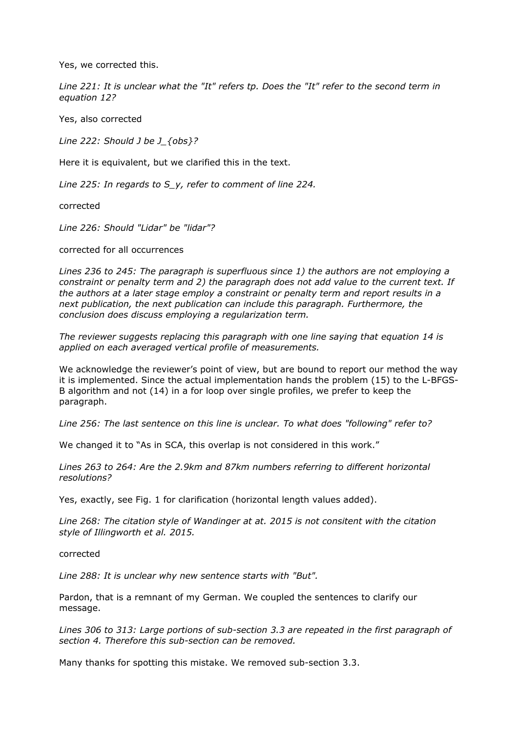Yes, we corrected this.

*Line 221: It is unclear what the "It" refers tp. Does the "It" refer to the second term in equation 12?*

Yes, also corrected

*Line 222: Should J be J_{obs}?*

Here it is equivalent, but we clarified this in the text.

*Line 225: In regards to S_y, refer to comment of line 224.*

corrected

*Line 226: Should "Lidar" be "lidar"?*

corrected for all occurrences

*Lines 236 to 245: The paragraph is superfluous since 1) the authors are not employing a constraint or penalty term and 2) the paragraph does not add value to the current text. If the authors at a later stage employ a constraint or penalty term and report results in a next publication, the next publication can include this paragraph. Furthermore, the conclusion does discuss employing a regularization term.*

*The reviewer suggests replacing this paragraph with one line saying that equation 14 is applied on each averaged vertical profile of measurements.*

We acknowledge the reviewer's point of view, but are bound to report our method the way it is implemented. Since the actual implementation hands the problem (15) to the L-BFGS-B algorithm and not (14) in a for loop over single profiles, we prefer to keep the paragraph.

*Line 256: The last sentence on this line is unclear. To what does "following" refer to?*

We changed it to "As in SCA, this overlap is not considered in this work."

*Lines 263 to 264: Are the 2.9km and 87km numbers referring to different horizontal resolutions?*

Yes, exactly, see Fig. 1 for clarification (horizontal length values added).

*Line 268: The citation style of Wandinger at at. 2015 is not consitent with the citation style of Illingworth et al. 2015.*

corrected

*Line 288: It is unclear why new sentence starts with "But".*

Pardon, that is a remnant of my German. We coupled the sentences to clarify our message.

*Lines 306 to 313: Large portions of sub-section 3.3 are repeated in the first paragraph of section 4. Therefore this sub-section can be removed.*

Many thanks for spotting this mistake. We removed sub-section 3.3.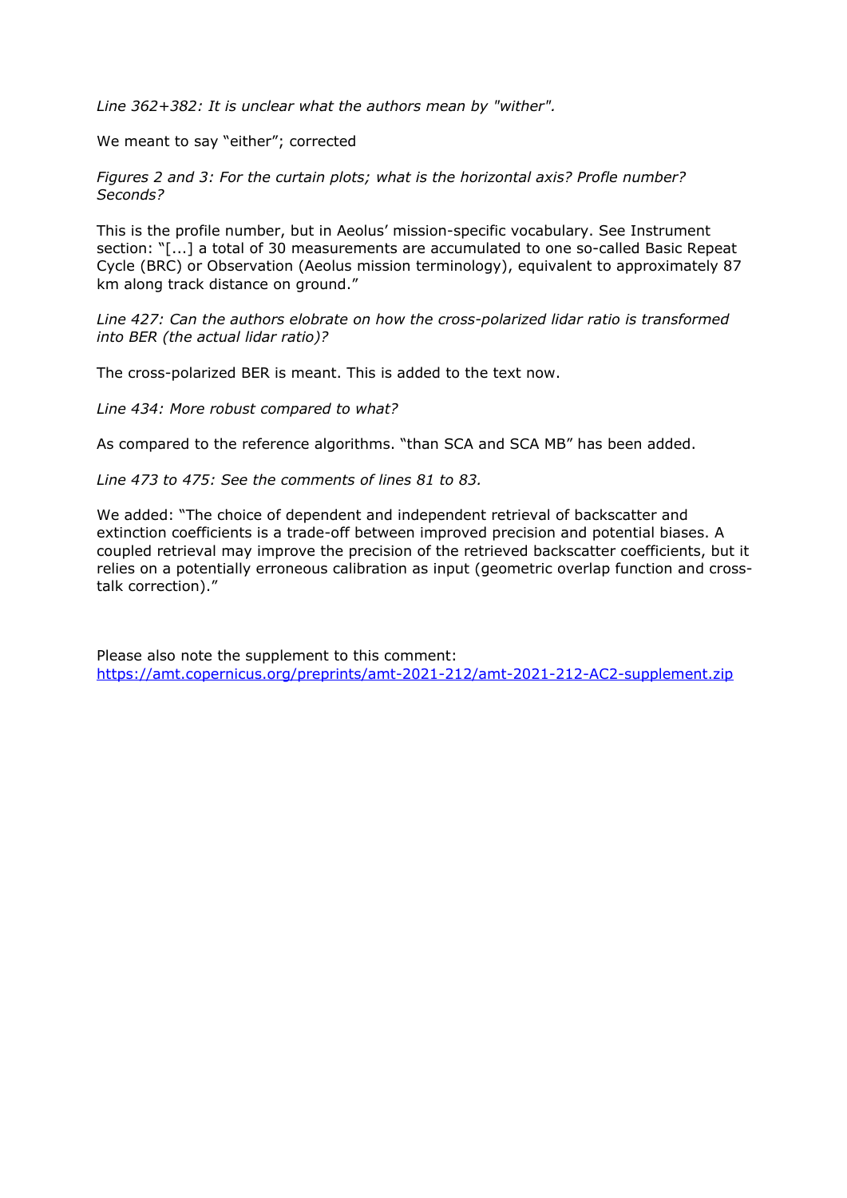*Line 362+382: It is unclear what the authors mean by "wither".*

We meant to say "either"; corrected

*Figures 2 and 3: For the curtain plots; what is the horizontal axis? Profile number? Seconds?*

This is the profile number, but in Aeolus' mission-specific vocabulary. See Instrument section: "[...] a total of 30 measurements are accumulated to one so-called Basic Repeat Cycle (BRC) or Observation (Aeolus mission terminology), equivalent to approximately 87 km along track distance on ground."

*Line 427: Can the authors elobrate on how the cross-polarized lidar ratio is transformed into BER (the actual lidar ratio)?*

The cross-polarized BER is meant. This is added to the text now.

*Line 434: More robust compared to what?*

As compared to the reference algorithms. "than SCA and SCA MB" has been added.

*Line 473 to 475: See the comments of lines 81 to 83.*

We added: "The choice of dependent and independent retrieval of backscatter and extinction coefficients is a trade-off between improved precision and potential biases. A coupled retrieval may improve the precision of the retrieved backscatter coefficients, but it relies on a potentially erroneous calibration as input (geometric overlap function and cross-talk correction)."

Please also note the supplement to this comment:
https://amt.copernicus.org/preprints/amt-2021-212/amt-2021-212-AC2-supplement.zip